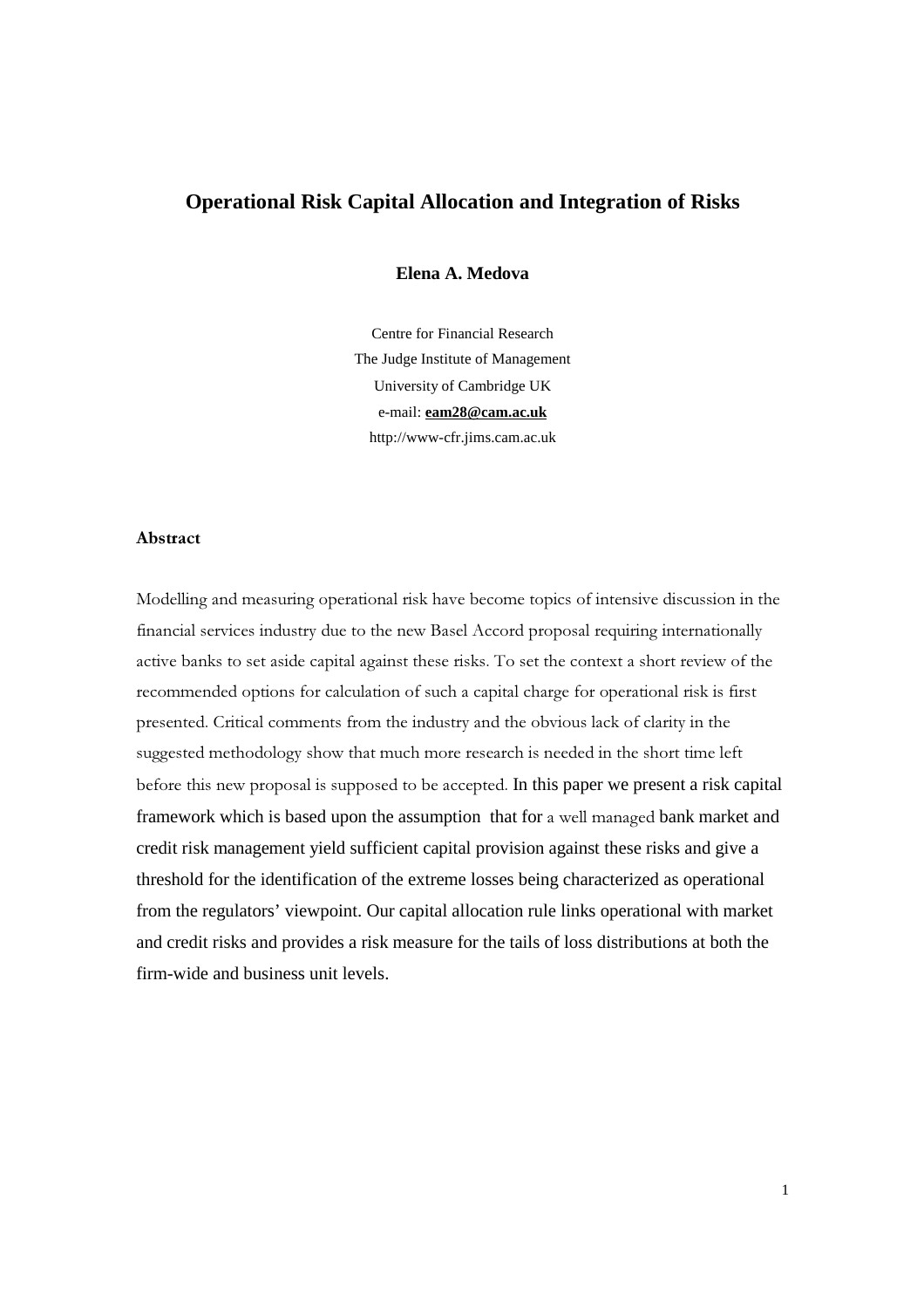# Operational Risk Capital Allocation and Integration of Risks

**Elena A. Medova**

Centre for Financial Research
The Judge Institute of Management
University of Cambridge UK
e-mail: **eam28@cam.ac.uk**
http://www-cfr.jims.cam.ac.uk

## Abstract

Modelling and measuring operational risk have become topics of intensive discussion in the financial services industry due to the new Basel Accord proposal requiring internationally active banks to set aside capital against these risks. To set the context a short review of the recommended options for calculation of such a capital charge for operational risk is first presented. Critical comments from the industry and the obvious lack of clarity in the suggested methodology show that much more research is needed in the short time left before this new proposal is supposed to be accepted. In this paper we present a risk capital framework which is based upon the assumption that for a well managed bank market and credit risk management yield sufficient capital provision against these risks and give a threshold for the identification of the extreme losses being characterized as operational from the regulators' viewpoint. Our capital allocation rule links operational with market and credit risks and provides a risk measure for the tails of loss distributions at both the firm-wide and business unit levels.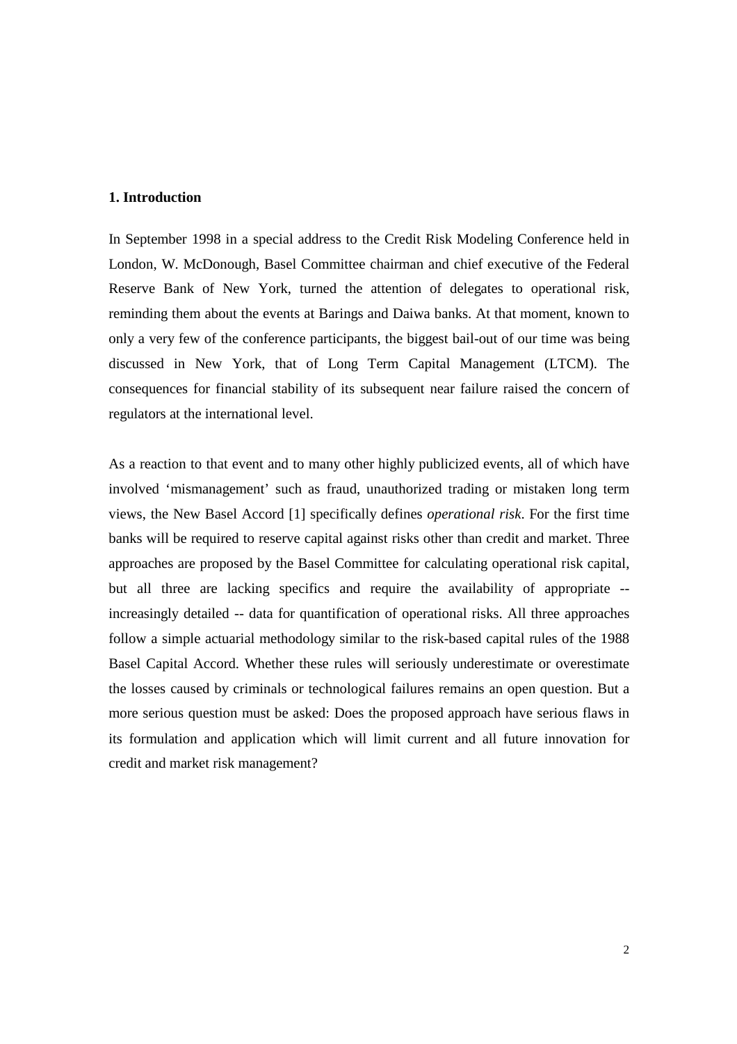## 1. Introduction

In September 1998 in a special address to the Credit Risk Modeling Conference held in London, W. McDonough, Basel Committee chairman and chief executive of the Federal Reserve Bank of New York, turned the attention of delegates to operational risk, reminding them about the events at Barings and Daiwa banks. At that moment, known to only a very few of the conference participants, the biggest bail-out of our time was being discussed in New York, that of Long Term Capital Management (LTCM). The consequences for financial stability of its subsequent near failure raised the concern of regulators at the international level.

As a reaction to that event and to many other highly publicized events, all of which have involved 'mismanagement' such as fraud, unauthorized trading or mistaken long term views, the New Basel Accord [1] specifically defines *operational risk*. For the first time banks will be required to reserve capital against risks other than credit and market. Three approaches are proposed by the Basel Committee for calculating operational risk capital, but all three are lacking specifics and require the availability of appropriate -- increasingly detailed -- data for quantification of operational risks. All three approaches follow a simple actuarial methodology similar to the risk-based capital rules of the 1988 Basel Capital Accord. Whether these rules will seriously underestimate or overestimate the losses caused by criminals or technological failures remains an open question. But a more serious question must be asked: Does the proposed approach have serious flaws in its formulation and application which will limit current and all future innovation for credit and market risk management?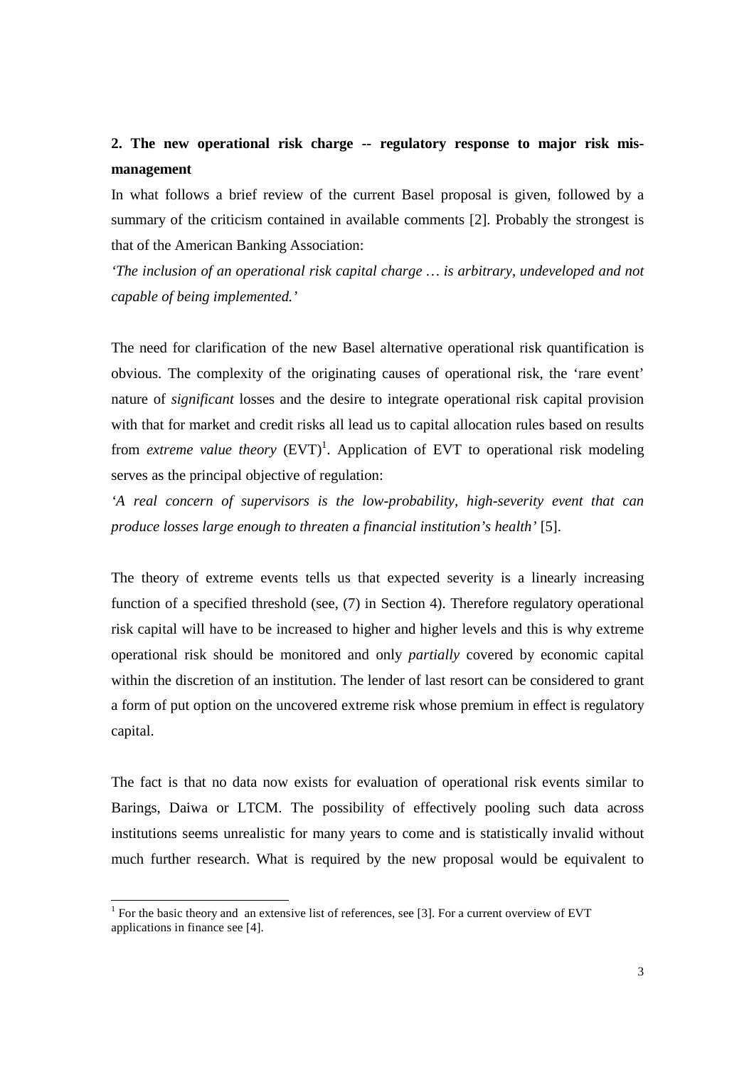## 2. The new operational risk charge -- regulatory response to major risk mis-management

In what follows a brief review of the current Basel proposal is given, followed by a summary of the criticism contained in available comments [2]. Probably the strongest is that of the American Banking Association:

*'The inclusion of an operational risk capital charge … is arbitrary, undeveloped and not capable of being implemented.'*

The need for clarification of the new Basel alternative operational risk quantification is obvious. The complexity of the originating causes of operational risk, the 'rare event' nature of *significant* losses and the desire to integrate operational risk capital provision with that for market and credit risks all lead us to capital allocation rules based on results from *extreme value theory* (EVT)[1]. Application of EVT to operational risk modeling serves as the principal objective of regulation:

*'A real concern of supervisors is the low-probability, high-severity event that can produce losses large enough to threaten a financial institution's health'* [5].

The theory of extreme events tells us that expected severity is a linearly increasing function of a specified threshold (see, (7) in Section 4). Therefore regulatory operational risk capital will have to be increased to higher and higher levels and this is why extreme operational risk should be monitored and only *partially* covered by economic capital within the discretion of an institution. The lender of last resort can be considered to grant a form of put option on the uncovered extreme risk whose premium in effect is regulatory capital.

The fact is that no data now exists for evaluation of operational risk events similar to Barings, Daiwa or LTCM. The possibility of effectively pooling such data across institutions seems unrealistic for many years to come and is statistically invalid without much further research. What is required by the new proposal would be equivalent to

[1] For the basic theory and an extensive list of references, see [3]. For a current overview of EVT applications in finance see [4].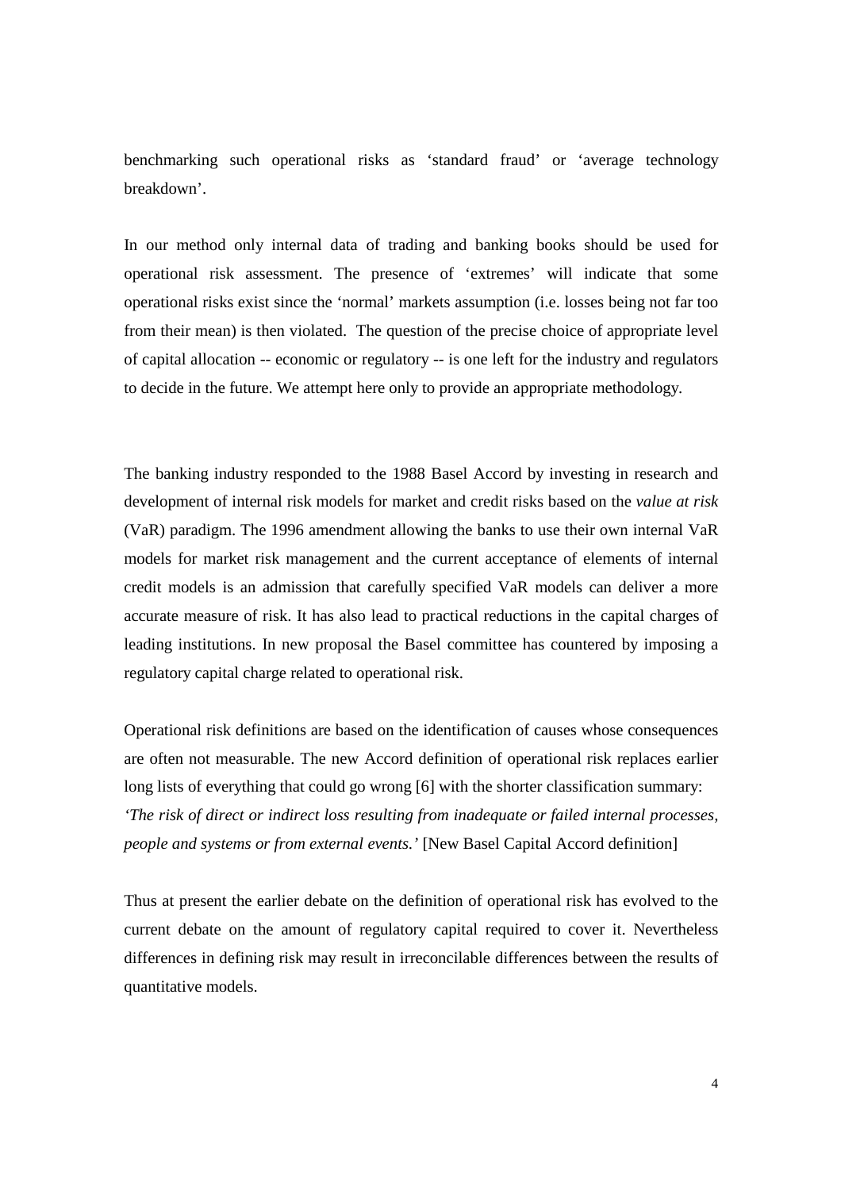benchmarking such operational risks as 'standard fraud' or 'average technology breakdown'.

In our method only internal data of trading and banking books should be used for operational risk assessment. The presence of 'extremes' will indicate that some operational risks exist since the 'normal' markets assumption (i.e. losses being not far too from their mean) is then violated. The question of the precise choice of appropriate level of capital allocation -- economic or regulatory -- is one left for the industry and regulators to decide in the future. We attempt here only to provide an appropriate methodology.

The banking industry responded to the 1988 Basel Accord by investing in research and development of internal risk models for market and credit risks based on the *value at risk* (VaR) paradigm. The 1996 amendment allowing the banks to use their own internal VaR models for market risk management and the current acceptance of elements of internal credit models is an admission that carefully specified VaR models can deliver a more accurate measure of risk. It has also lead to practical reductions in the capital charges of leading institutions. In new proposal the Basel committee has countered by imposing a regulatory capital charge related to operational risk.

Operational risk definitions are based on the identification of causes whose consequences are often not measurable. The new Accord definition of operational risk replaces earlier long lists of everything that could go wrong [6] with the shorter classification summary: *'The risk of direct or indirect loss resulting from inadequate or failed internal processes, people and systems or from external events.'* [New Basel Capital Accord definition]

Thus at present the earlier debate on the definition of operational risk has evolved to the current debate on the amount of regulatory capital required to cover it. Nevertheless differences in defining risk may result in irreconcilable differences between the results of quantitative models.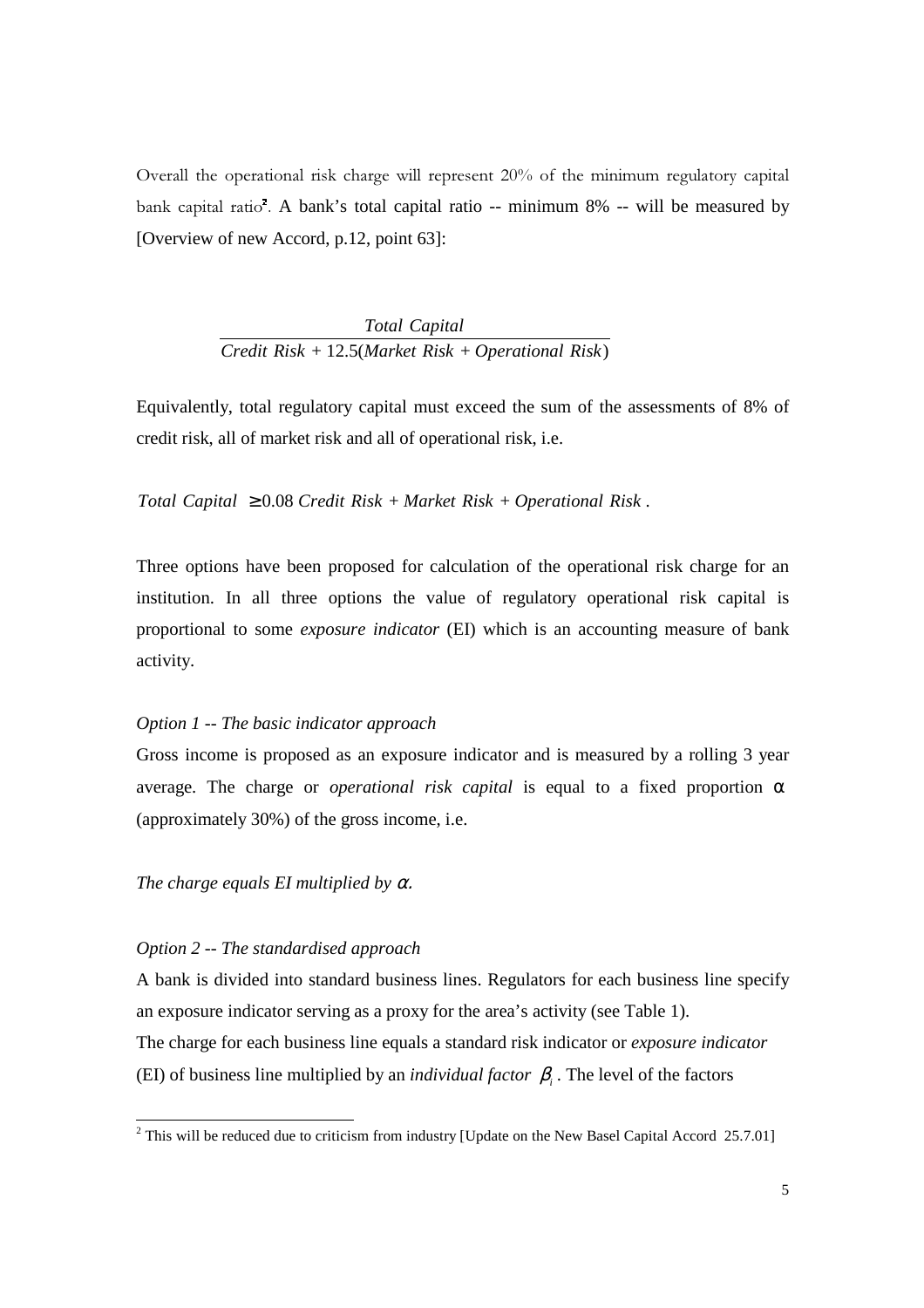Overall the operational risk charge will represent 20% of the minimum regulatory capital bank capital ratio[2]. A bank's total capital ratio -- minimum 8% -- will be measured by [Overview of new Accord, p.12, point 63]:

$$\frac{Total\ Capital}{Credit\ Risk + 12.5(Market\ Risk + Operational\ Risk)}$$

Equivalently, total regulatory capital must exceed the sum of the assessments of 8% of credit risk, all of market risk and all of operational risk, i.e.

$$Total\ Capital \geq 0.08\ Credit\ Risk + Market\ Risk + Operational\ Risk\ .$$

Three options have been proposed for calculation of the operational risk charge for an institution. In all three options the value of regulatory operational risk capital is proportional to some *exposure indicator* (EI) which is an accounting measure of bank activity.

*Option 1 -- The basic indicator approach*

Gross income is proposed as an exposure indicator and is measured by a rolling 3 year average. The charge or *operational risk capital* is equal to a fixed proportion $\alpha$ (approximately 30%) of the gross income, i.e.

*The charge equals EI multiplied by* $\alpha$*.*

*Option 2 -- The standardised approach*

A bank is divided into standard business lines. Regulators for each business line specify an exposure indicator serving as a proxy for the area's activity (see Table 1).

The charge for each business line equals a standard risk indicator or *exposure indicator* (EI) of business line multiplied by an *individual factor* $\beta_i$. The level of the factors

---

[2] This will be reduced due to criticism from industry [Update on the New Basel Capital Accord 25.7.01]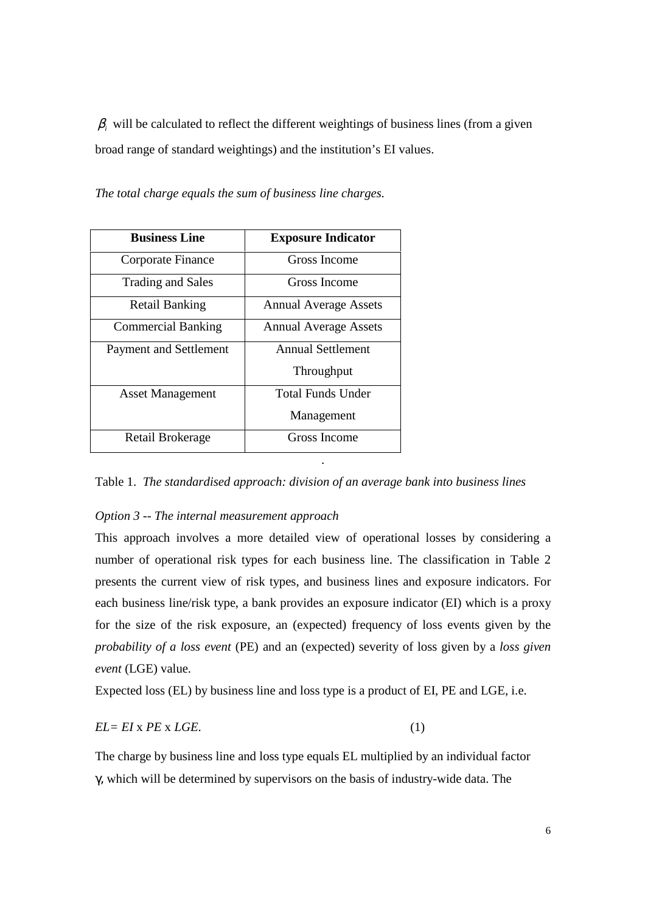$\beta_i$ will be calculated to reflect the different weightings of business lines (from a given broad range of standard weightings) and the institution's EI values.

*The total charge equals the sum of business line charges.*

| Business Line | Exposure Indicator |
|---|---|
| Corporate Finance | Gross Income |
| Trading and Sales | Gross Income |
| Retail Banking | Annual Average Assets |
| Commercial Banking | Annual Average Assets |
| Payment and Settlement | Annual Settlement Throughput |
| Asset Management | Total Funds Under Management |
| Retail Brokerage | Gross Income |

Table 1. *The standardised approach: division of an average bank into business lines*

*Option 3 -- The internal measurement approach*

This approach involves a more detailed view of operational losses by considering a number of operational risk types for each business line. The classification in Table 2 presents the current view of risk types, and business lines and exposure indicators. For each business line/risk type, a bank provides an exposure indicator (EI) which is a proxy for the size of the risk exposure, an (expected) frequency of loss events given by the *probability of a loss event* (PE) and an (expected) severity of loss given by a *loss given event* (LGE) value.

Expected loss (EL) by business line and loss type is a product of EI, PE and LGE, i.e.

$$EL = EI \times PE \times LGE. \qquad (1)$$

The charge by business line and loss type equals EL multiplied by an individual factor $\gamma$, which will be determined by supervisors on the basis of industry-wide data. The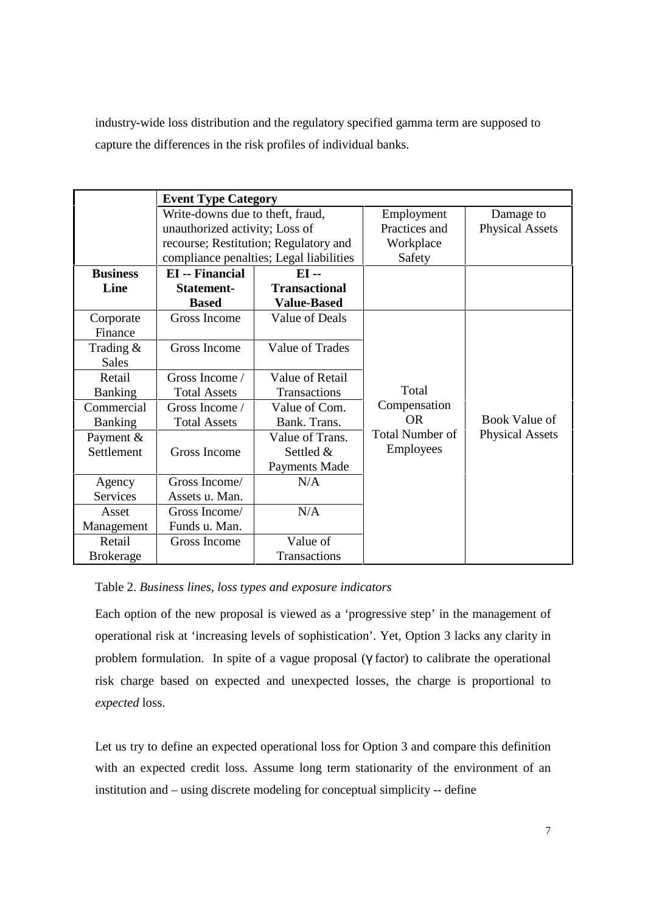industry-wide loss distribution and the regulatory specified gamma term are supposed to capture the differences in the risk profiles of individual banks.

| | **Event Type Category** | | | |
|---|---|---|---|---|
| | Write-downs due to theft, fraud, unauthorized activity; Loss of recourse; Restitution; Regulatory and compliance penalties; Legal liabilities | | Employment Practices and Workplace Safety | Damage to Physical Assets |
| **Business Line** | **EI -- Financial Statement-Based** | **EI -- Transactional Value-Based** | | |
| Corporate Finance | Gross Income | Value of Deals | Total Compensation OR Total Number of Employees | Book Value of Physical Assets |
| Trading & Sales | Gross Income | Value of Trades | | |
| Retail Banking | Gross Income / Total Assets | Value of Retail Transactions | | |
| Commercial Banking | Gross Income / Total Assets | Value of Com. Bank. Trans. | | |
| Payment & Settlement | Gross Income | Value of Trans. Settled & Payments Made | | |
| Agency Services | Gross Income/ Assets u. Man. | N/A | | |
| Asset Management | Gross Income/ Funds u. Man. | N/A | | |
| Retail Brokerage | Gross Income | Value of Transactions | | |

Table 2. *Business lines, loss types and exposure indicators*

Each option of the new proposal is viewed as a 'progressive step' in the management of operational risk at 'increasing levels of sophistication'. Yet, Option 3 lacks any clarity in problem formulation. In spite of a vague proposal ($\gamma$ factor) to calibrate the operational risk charge based on expected and unexpected losses, the charge is proportional to *expected* loss.

Let us try to define an expected operational loss for Option 3 and compare this definition with an expected credit loss. Assume long term stationarity of the environment of an institution and – using discrete modeling for conceptual simplicity -- define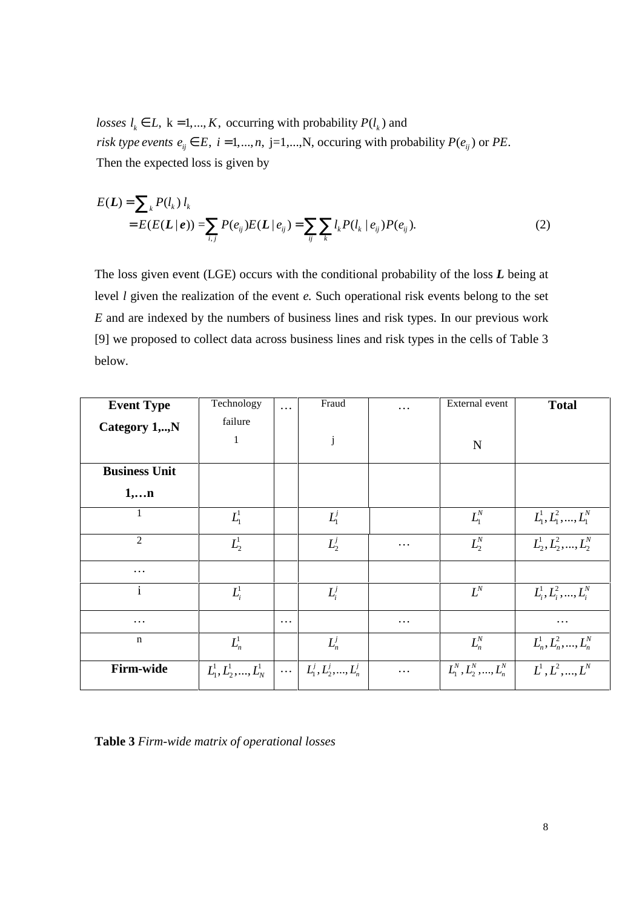*losses* $l_k \in L,\ \mathrm{k} = 1,...,K,$ occurring with probability $P(l_k)$ and
*risk type events* $e_{ij} \in E,\ i = 1,...,n,$ j=1,...,N, occuring with probability $P(e_{ij})$ or *PE*.
Then the expected loss is given by

$$
\begin{aligned}
E(\boldsymbol{L}) &= \sum_k P(l_k)\, l_k \\
&= E(E(\boldsymbol{L} \mid \boldsymbol{e})) = \sum_{i,j} P(e_{ij}) E(\boldsymbol{L} \mid e_{ij}) = \sum_{ij} \sum_k l_k P(l_k \mid e_{ij}) P(e_{ij}).
\end{aligned} \tag{2}
$$

The loss given event (LGE) occurs with the conditional probability of the loss $\boldsymbol{L}$ being at level $l$ given the realization of the event $e$. Such operational risk events belong to the set $E$ and are indexed by the numbers of business lines and risk types. In our previous work [9] we proposed to collect data across business lines and risk types in the cells of Table 3 below.

| **Event Type Category 1,..,N** | Technology failure 1 | … | Fraud j | … | External event N | **Total** |
|---|---|---|---|---|---|---|
| **Business Unit 1,…n** | | | | | | |
| 1 | $L_1^1$ | | $L_1^j$ | | $L_1^N$ | $L_1^1, L_1^2, ..., L_1^N$ |
| 2 | $L_2^1$ | | $L_2^j$ | … | $L_2^N$ | $L_2^1, L_2^2, ..., L_2^N$ |
| … | | | | | | |
| i | $L_i^1$ | | $L_i^j$ | | $L^N$ | $L_i^1, L_i^2, ..., L_i^N$ |
| … | | … | | … | | … |
| n | $L_n^1$ | | $L_n^j$ | | $L_n^N$ | $L_n^1, L_n^2, ..., L_n^N$ |
| **Firm-wide** | $L_1^1, L_2^1, ..., L_N^1$ | … | $L_1^j, L_2^j, ..., L_n^j$ | … | $L_1^N, L_2^N, ..., L_n^N$ | $L^1, L^2, ..., L^N$ |

**Table 3** *Firm-wide matrix of operational losses*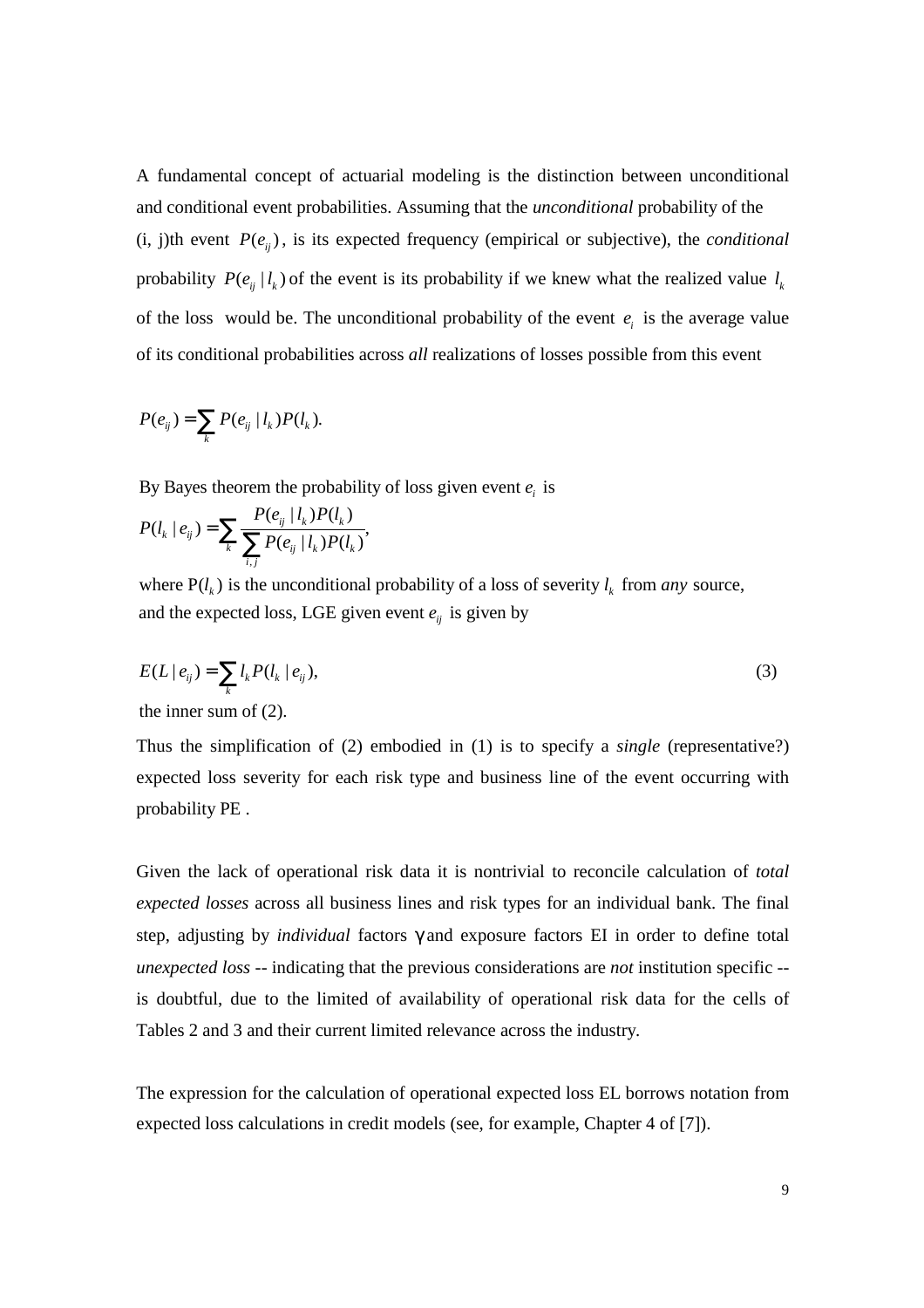A fundamental concept of actuarial modeling is the distinction between unconditional and conditional event probabilities. Assuming that the *unconditional* probability of the (i, j)th event $P(e_{ij})$, is its expected frequency (empirical or subjective), the *conditional* probability $P(e_{ij} \mid l_k)$ of the event is its probability if we knew what the realized value $l_k$ of the loss would be. The unconditional probability of the event $e_i$ is the average value of its conditional probabilities across *all* realizations of losses possible from this event

$$P(e_{ij}) = \sum_k P(e_{ij} \mid l_k) P(l_k).$$

By Bayes theorem the probability of loss given event $e_i$ is

$$P(l_k \mid e_{ij}) = \sum_k \frac{P(e_{ij} \mid l_k) P(l_k)}{\sum_{i,j} P(e_{ij} \mid l_k) P(l_k)},$$

where $P(l_k)$ is the unconditional probability of a loss of severity $l_k$ from *any* source, and the expected loss, LGE given event $e_{ij}$ is given by

$$E(L \mid e_{ij}) = \sum_k l_k P(l_k \mid e_{ij}), \tag{3}$$

the inner sum of (2).

Thus the simplification of (2) embodied in (1) is to specify a *single* (representative?) expected loss severity for each risk type and business line of the event occurring with probability PE .

Given the lack of operational risk data it is nontrivial to reconcile calculation of *total expected losses* across all business lines and risk types for an individual bank. The final step, adjusting by *individual* factors $\gamma$ and exposure factors EI in order to define total *unexpected loss* -- indicating that the previous considerations are *not* institution specific -- is doubtful, due to the limited of availability of operational risk data for the cells of Tables 2 and 3 and their current limited relevance across the industry.

The expression for the calculation of operational expected loss EL borrows notation from expected loss calculations in credit models (see, for example, Chapter 4 of [7]).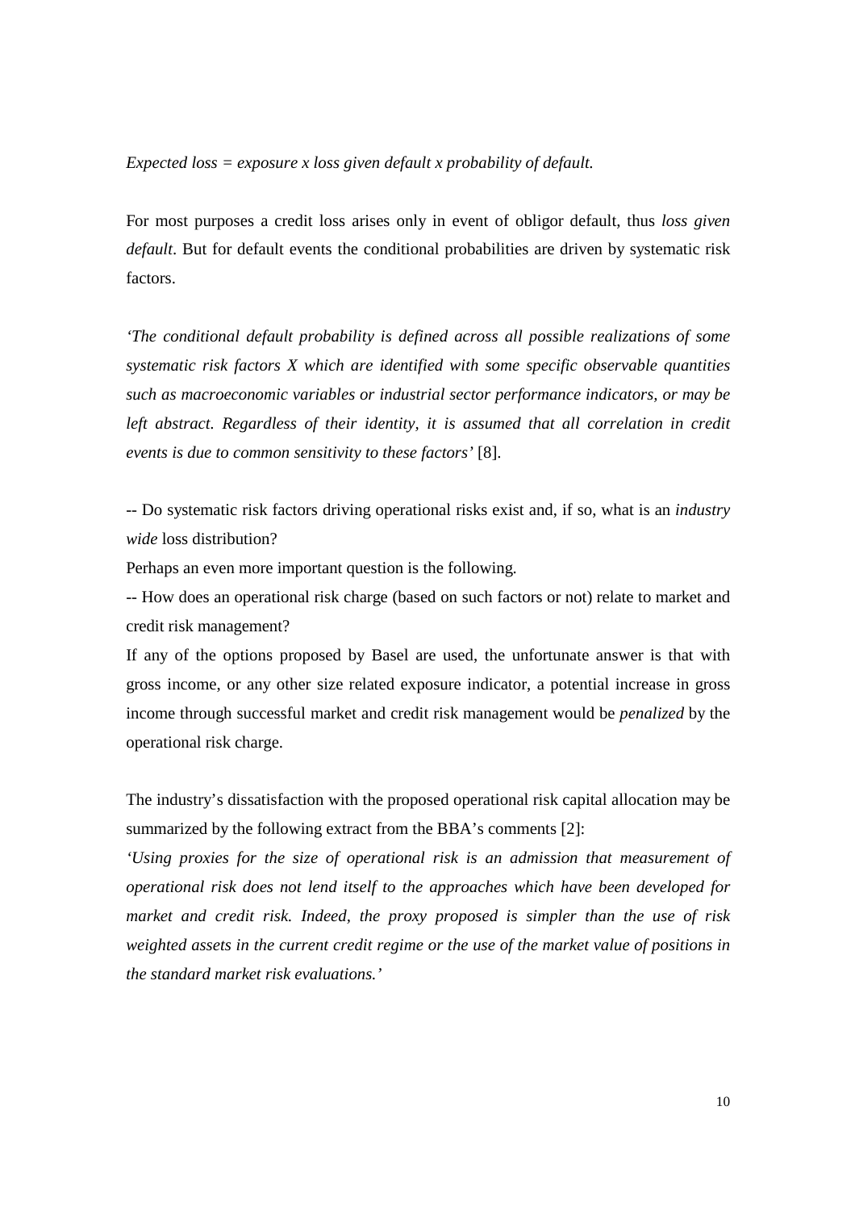*Expected loss = exposure x loss given default x probability of default.*

For most purposes a credit loss arises only in event of obligor default, thus *loss given default*. But for default events the conditional probabilities are driven by systematic risk factors.

*'The conditional default probability is defined across all possible realizations of some systematic risk factors X which are identified with some specific observable quantities such as macroeconomic variables or industrial sector performance indicators, or may be left abstract. Regardless of their identity, it is assumed that all correlation in credit events is due to common sensitivity to these factors'* [8].

-- Do systematic risk factors driving operational risks exist and, if so, what is an *industry wide* loss distribution?

Perhaps an even more important question is the following.

-- How does an operational risk charge (based on such factors or not) relate to market and credit risk management?

If any of the options proposed by Basel are used, the unfortunate answer is that with gross income, or any other size related exposure indicator, a potential increase in gross income through successful market and credit risk management would be *penalized* by the operational risk charge.

The industry's dissatisfaction with the proposed operational risk capital allocation may be summarized by the following extract from the BBA's comments [2]:

*'Using proxies for the size of operational risk is an admission that measurement of operational risk does not lend itself to the approaches which have been developed for market and credit risk. Indeed, the proxy proposed is simpler than the use of risk weighted assets in the current credit regime or the use of the market value of positions in the standard market risk evaluations.'*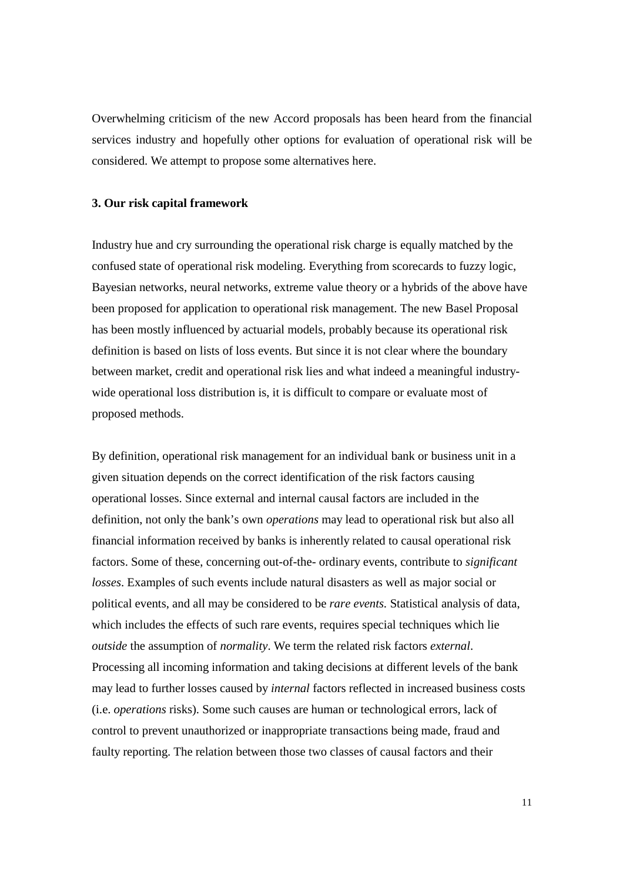Overwhelming criticism of the new Accord proposals has been heard from the financial services industry and hopefully other options for evaluation of operational risk will be considered. We attempt to propose some alternatives here.

### 3. Our risk capital framework

Industry hue and cry surrounding the operational risk charge is equally matched by the confused state of operational risk modeling. Everything from scorecards to fuzzy logic, Bayesian networks, neural networks, extreme value theory or a hybrids of the above have been proposed for application to operational risk management. The new Basel Proposal has been mostly influenced by actuarial models, probably because its operational risk definition is based on lists of loss events. But since it is not clear where the boundary between market, credit and operational risk lies and what indeed a meaningful industry-wide operational loss distribution is, it is difficult to compare or evaluate most of proposed methods.

By definition, operational risk management for an individual bank or business unit in a given situation depends on the correct identification of the risk factors causing operational losses. Since external and internal causal factors are included in the definition, not only the bank's own *operations* may lead to operational risk but also all financial information received by banks is inherently related to causal operational risk factors. Some of these, concerning out-of-the- ordinary events, contribute to *significant losses*. Examples of such events include natural disasters as well as major social or political events, and all may be considered to be *rare events*. Statistical analysis of data, which includes the effects of such rare events, requires special techniques which lie *outside* the assumption of *normality*. We term the related risk factors *external*. Processing all incoming information and taking decisions at different levels of the bank may lead to further losses caused by *internal* factors reflected in increased business costs (i.e. *operations* risks). Some such causes are human or technological errors, lack of control to prevent unauthorized or inappropriate transactions being made, fraud and faulty reporting. The relation between those two classes of causal factors and their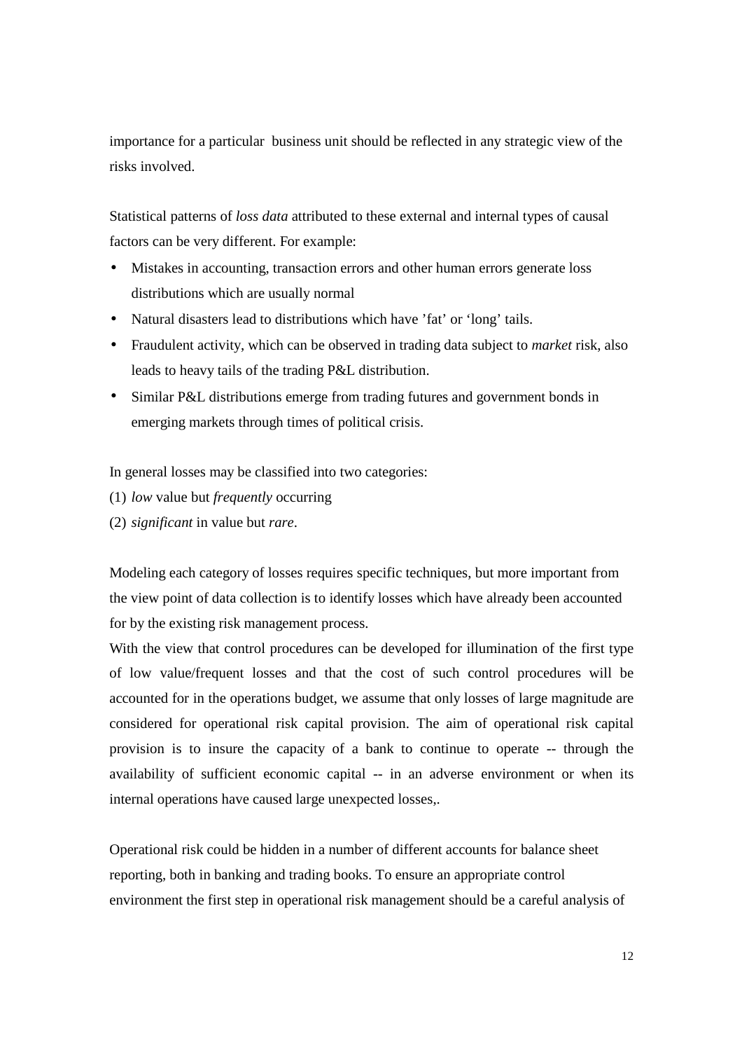importance for a particular business unit should be reflected in any strategic view of the risks involved.

Statistical patterns of *loss data* attributed to these external and internal types of causal factors can be very different. For example:

- Mistakes in accounting, transaction errors and other human errors generate loss distributions which are usually normal
- Natural disasters lead to distributions which have 'fat' or 'long' tails.
- Fraudulent activity, which can be observed in trading data subject to *market* risk, also leads to heavy tails of the trading P&L distribution.
- Similar P&L distributions emerge from trading futures and government bonds in emerging markets through times of political crisis.

In general losses may be classified into two categories:

(1) *low* value but *frequently* occurring

(2) *significant* in value but *rare*.

Modeling each category of losses requires specific techniques, but more important from the view point of data collection is to identify losses which have already been accounted for by the existing risk management process.

With the view that control procedures can be developed for illumination of the first type of low value/frequent losses and that the cost of such control procedures will be accounted for in the operations budget, we assume that only losses of large magnitude are considered for operational risk capital provision. The aim of operational risk capital provision is to insure the capacity of a bank to continue to operate -- through the availability of sufficient economic capital -- in an adverse environment or when its internal operations have caused large unexpected losses,.

Operational risk could be hidden in a number of different accounts for balance sheet reporting, both in banking and trading books. To ensure an appropriate control environment the first step in operational risk management should be a careful analysis of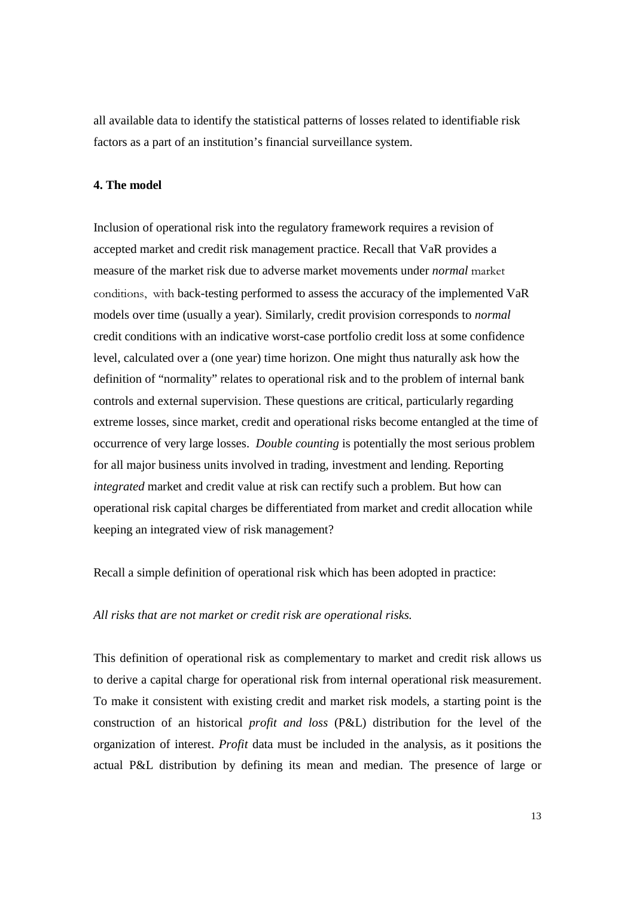all available data to identify the statistical patterns of losses related to identifiable risk factors as a part of an institution's financial surveillance system.

## 4. The model

Inclusion of operational risk into the regulatory framework requires a revision of accepted market and credit risk management practice. Recall that VaR provides a measure of the market risk due to adverse market movements under *normal* market conditions, with back-testing performed to assess the accuracy of the implemented VaR models over time (usually a year). Similarly, credit provision corresponds to *normal* credit conditions with an indicative worst-case portfolio credit loss at some confidence level, calculated over a (one year) time horizon. One might thus naturally ask how the definition of "normality" relates to operational risk and to the problem of internal bank controls and external supervision. These questions are critical, particularly regarding extreme losses, since market, credit and operational risks become entangled at the time of occurrence of very large losses. *Double counting* is potentially the most serious problem for all major business units involved in trading, investment and lending. Reporting *integrated* market and credit value at risk can rectify such a problem. But how can operational risk capital charges be differentiated from market and credit allocation while keeping an integrated view of risk management?

Recall a simple definition of operational risk which has been adopted in practice:

*All risks that are not market or credit risk are operational risks.*

This definition of operational risk as complementary to market and credit risk allows us to derive a capital charge for operational risk from internal operational risk measurement. To make it consistent with existing credit and market risk models, a starting point is the construction of an historical *profit and loss* (P&L) distribution for the level of the organization of interest. *Profit* data must be included in the analysis, as it positions the actual P&L distribution by defining its mean and median. The presence of large or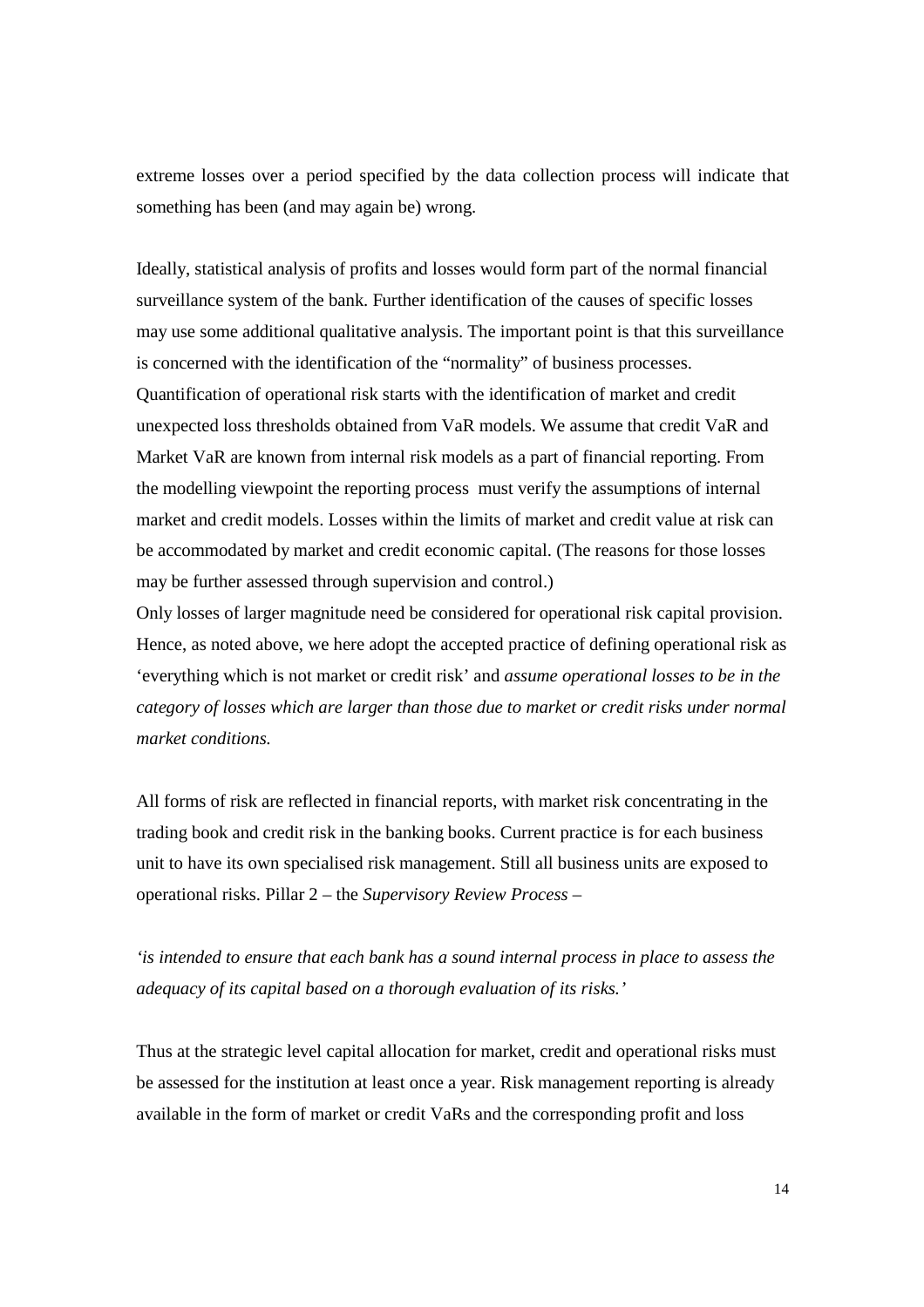extreme losses over a period specified by the data collection process will indicate that something has been (and may again be) wrong.

Ideally, statistical analysis of profits and losses would form part of the normal financial surveillance system of the bank. Further identification of the causes of specific losses may use some additional qualitative analysis. The important point is that this surveillance is concerned with the identification of the "normality" of business processes.
Quantification of operational risk starts with the identification of market and credit unexpected loss thresholds obtained from VaR models. We assume that credit VaR and Market VaR are known from internal risk models as a part of financial reporting. From the modelling viewpoint the reporting process must verify the assumptions of internal market and credit models. Losses within the limits of market and credit value at risk can be accommodated by market and credit economic capital. (The reasons for those losses may be further assessed through supervision and control.)
Only losses of larger magnitude need be considered for operational risk capital provision. Hence, as noted above, we here adopt the accepted practice of defining operational risk as 'everything which is not market or credit risk' and *assume operational losses to be in the category of losses which are larger than those due to market or credit risks under normal market conditions.*

All forms of risk are reflected in financial reports, with market risk concentrating in the trading book and credit risk in the banking books. Current practice is for each business unit to have its own specialised risk management. Still all business units are exposed to operational risks. Pillar 2 – the *Supervisory Review Process* –

*'is intended to ensure that each bank has a sound internal process in place to assess the adequacy of its capital based on a thorough evaluation of its risks.'*

Thus at the strategic level capital allocation for market, credit and operational risks must be assessed for the institution at least once a year. Risk management reporting is already available in the form of market or credit VaRs and the corresponding profit and loss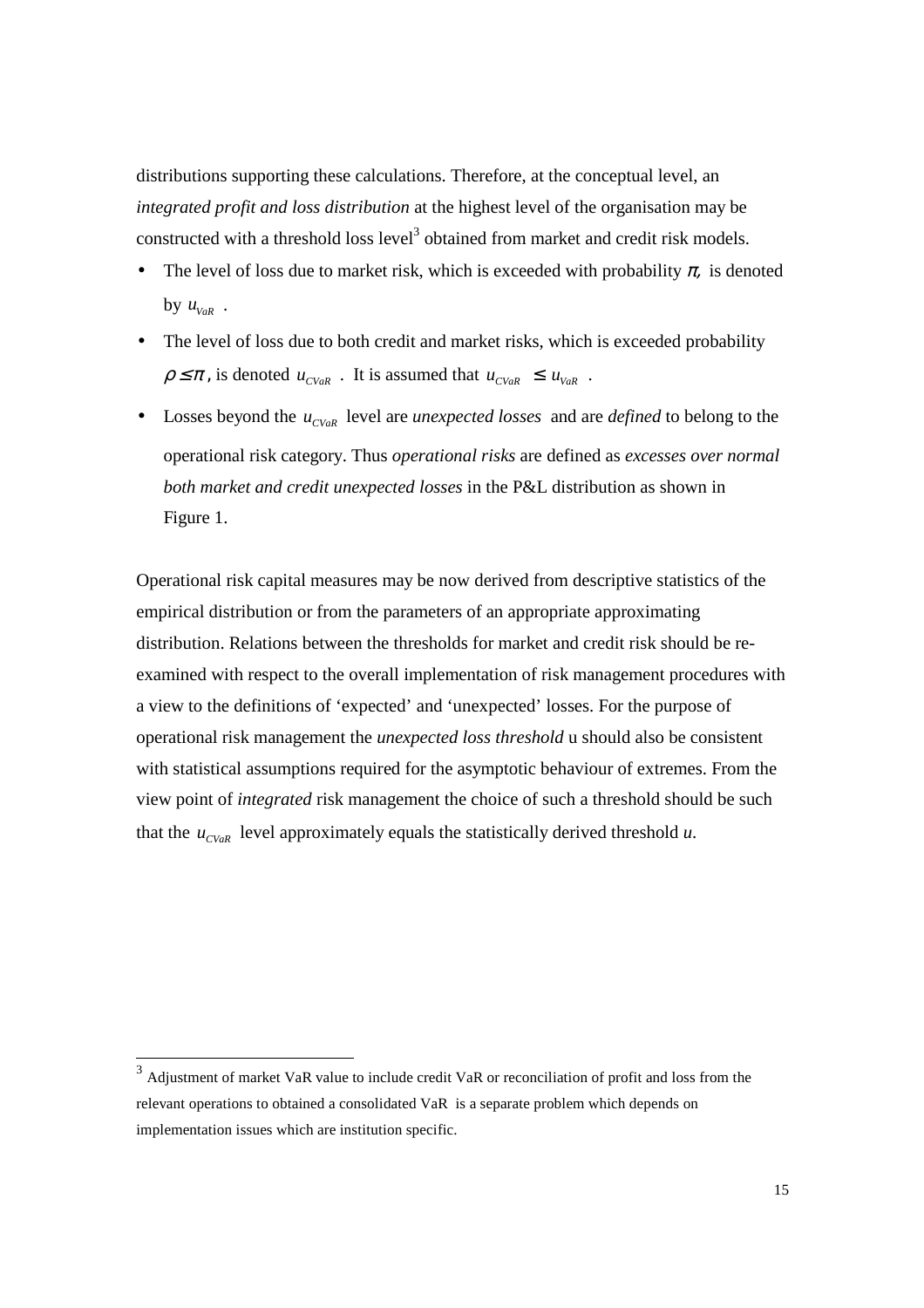distributions supporting these calculations. Therefore, at the conceptual level, an *integrated profit and loss distribution* at the highest level of the organisation may be constructed with a threshold loss level[3] obtained from market and credit risk models.

- The level of loss due to market risk, which is exceeded with probability $\pi$, is denoted by $u_{VaR}$ .
- The level of loss due to both credit and market risks, which is exceeded probability $\rho \leq \pi$, is denoted $u_{CVaR}$ . It is assumed that $u_{CVaR} \leq u_{VaR}$ .
- Losses beyond the $u_{CVaR}$ level are *unexpected losses* and are *defined* to belong to the operational risk category. Thus *operational risks* are defined as *excesses over normal both market and credit unexpected losses* in the P&L distribution as shown in Figure 1.

Operational risk capital measures may be now derived from descriptive statistics of the empirical distribution or from the parameters of an appropriate approximating distribution. Relations between the thresholds for market and credit risk should be re-examined with respect to the overall implementation of risk management procedures with a view to the definitions of 'expected' and 'unexpected' losses. For the purpose of operational risk management the *unexpected loss threshold* u should also be consistent with statistical assumptions required for the asymptotic behaviour of extremes. From the view point of *integrated* risk management the choice of such a threshold should be such that the $u_{CVaR}$ level approximately equals the statistically derived threshold $u$.

[3] Adjustment of market VaR value to include credit VaR or reconciliation of profit and loss from the relevant operations to obtained a consolidated VaR is a separate problem which depends on implementation issues which are institution specific.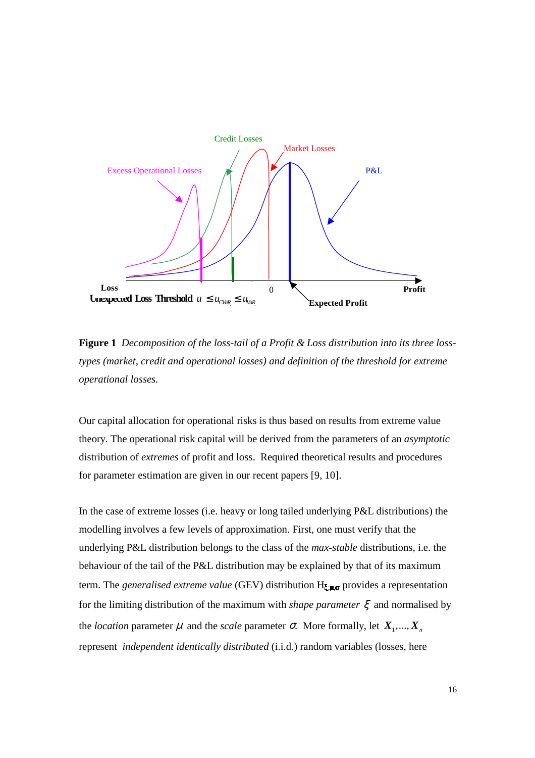**Figure 1** *Decomposition of the loss-tail of a Profit & Loss distribution into its three loss-types (market, credit and operational losses) and definition of the threshold for extreme operational losses.*

Our capital allocation for operational risks is thus based on results from extreme value theory. The operational risk capital will be derived from the parameters of an *asymptotic* distribution of *extremes* of profit and loss. Required theoretical results and procedures for parameter estimation are given in our recent papers [9, 10].

In the case of extreme losses (i.e. heavy or long tailed underlying P&L distributions) the modelling involves a few levels of approximation. First, one must verify that the underlying P&L distribution belongs to the class of the *max-stable* distributions, i.e. the behaviour of the tail of the P&L distribution may be explained by that of its maximum term. The *generalised extreme value* (GEV) distribution $H_{\xi;\mu,\sigma}$ provides a representation for the limiting distribution of the maximum with *shape parameter* $\xi$ and normalised by the *location* parameter $\mu$ and the *scale* parameter $\sigma$. More formally, let $X_1,\ldots,X_n$ represent *independent identically distributed* (i.i.d.) random variables (losses, here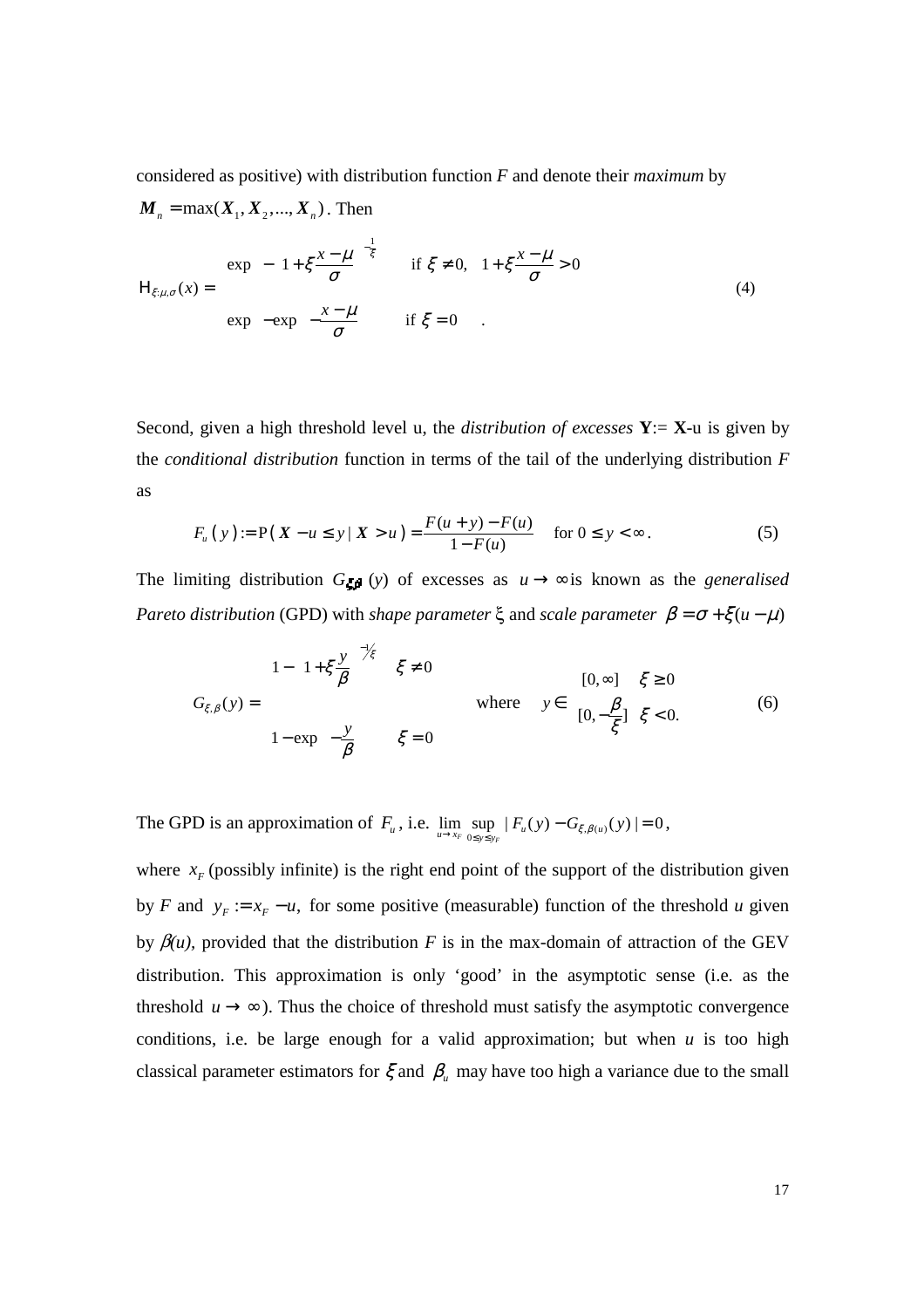considered as positive) with distribution function *F* and denote their *maximum* by $\boldsymbol{M}_n = \max(\boldsymbol{X}_1, \boldsymbol{X}_2, ..., \boldsymbol{X}_n)$. Then

$$
\mathrm{H}_{\xi;\mu,\sigma}(x) = \begin{cases} \exp\left( -\left(1+\xi\dfrac{x-\mu}{\sigma}\right)^{-\frac{1}{\xi}} \right) & \text{if } \xi \neq 0, \quad 1+\xi\dfrac{x-\mu}{\sigma} > 0 \\ \exp\left( -\exp\left( -\dfrac{x-\mu}{\sigma} \right) \right) & \text{if } \xi = 0 \end{cases} . \tag{4}
$$

Second, given a high threshold level u, the *distribution of excesses* **Y**:= **X**-u is given by the *conditional distribution* function in terms of the tail of the underlying distribution *F* as

$$
F_u(y) := \mathrm{P}(\boldsymbol{X} - u \leq y \mid \boldsymbol{X} > u) = \frac{F(u+y) - F(u)}{1 - F(u)} \quad \text{for } 0 \leq y < \infty . \tag{5}
$$

The limiting distribution $G_{\xi,\beta}(y)$ of excesses as $u \to \infty$ is known as the *generalised Pareto distribution* (GPD) with *shape parameter* ξ and *scale parameter* $\beta = \sigma + \xi(u - \mu)$

$$
G_{\xi,\beta}(y) = \begin{cases} 1 - \left(1+\xi\dfrac{y}{\beta}\right)^{-1/\xi} & \xi \neq 0 \\ 1 - \exp\left(-\dfrac{y}{\beta}\right) & \xi = 0 \end{cases} \qquad \text{where} \quad y \in \begin{cases} [0,\infty] & \xi \geq 0 \\ [0, -\dfrac{\beta}{\xi}] & \xi < 0. \end{cases} \tag{6}
$$

The GPD is an approximation of $F_u$, i.e. $\lim_{u \to x_F} \sup_{0 \leq y \leq y_F} | F_u(y) - G_{\xi,\beta(u)}(y) | = 0$,

where $x_F$ (possibly infinite) is the right end point of the support of the distribution given by *F* and $y_F := x_F - u$, for some positive (measurable) function of the threshold *u* given by $\beta(u)$, provided that the distribution *F* is in the max-domain of attraction of the GEV distribution. This approximation is only 'good' in the asymptotic sense (i.e. as the threshold $u \to \infty$). Thus the choice of threshold must satisfy the asymptotic convergence conditions, i.e. be large enough for a valid approximation; but when *u* is too high classical parameter estimators for $\xi$ and $\beta_u$ may have too high a variance due to the small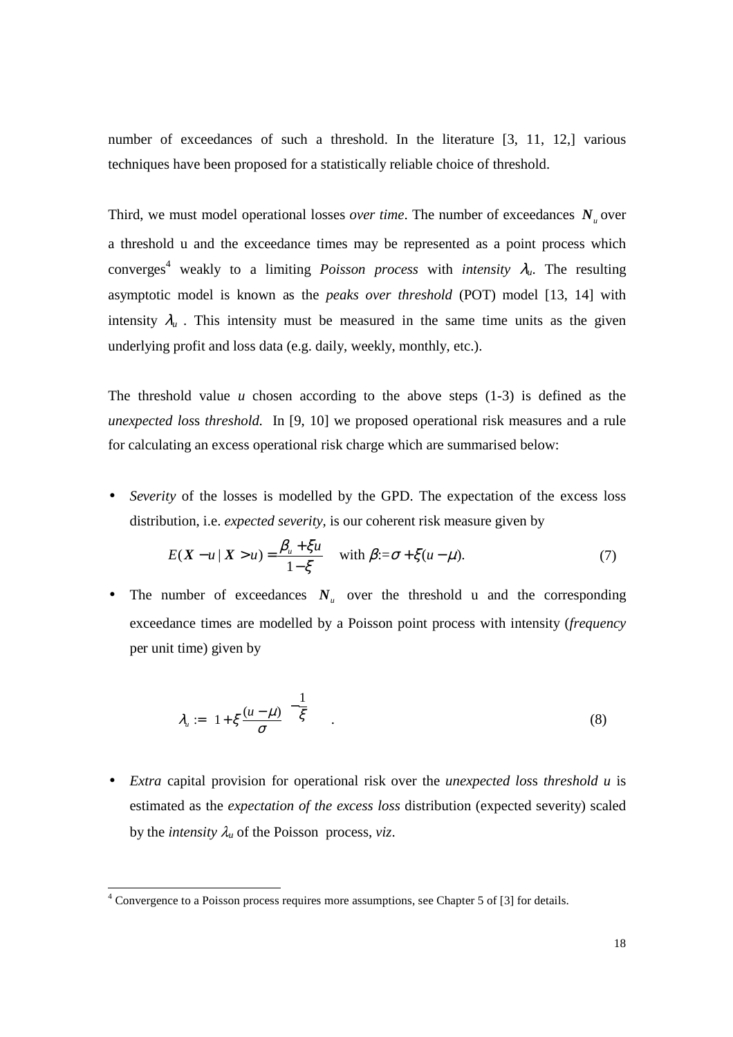number of exceedances of such a threshold. In the literature [3, 11, 12,] various techniques have been proposed for a statistically reliable choice of threshold.

Third, we must model operational losses *over time*. The number of exceedances $\boldsymbol{N}_u$ over a threshold u and the exceedance times may be represented as a point process which converges[4] weakly to a limiting *Poisson process* with *intensity* $\lambda_u$. The resulting asymptotic model is known as the *peaks over threshold* (POT) model [13, 14] with intensity $\lambda_u$ . This intensity must be measured in the same time units as the given underlying profit and loss data (e.g. daily, weekly, monthly, etc.).

The threshold value *u* chosen according to the above steps (1-3) is defined as the *unexpected loss threshold.* In [9, 10] we proposed operational risk measures and a rule for calculating an excess operational risk charge which are summarised below:

- *Severity* of the losses is modelled by the GPD. The expectation of the excess loss distribution, i.e. *expected severity,* is our coherent risk measure given by

$$E(\boldsymbol{X} - u \mid \boldsymbol{X} > u) = \frac{\beta_u + \xi u}{1 - \xi} \quad \text{with } \beta := \sigma + \xi(u - \mu). \tag{7}$$

- The number of exceedances $\boldsymbol{N}_u$ over the threshold u and the corresponding exceedance times are modelled by a Poisson point process with intensity (*frequency* per unit time) given by

$$\lambda_u := \left(1 + \xi \frac{(u - \mu)}{\sigma}\right)^{-\frac{1}{\xi}} . \tag{8}$$

- *Extra* capital provision for operational risk over the *unexpected loss threshold u* is estimated as the *expectation of the excess loss* distribution (expected severity) scaled by the *intensity* $\lambda_u$ of the Poisson process, *viz*.

---

[4] Convergence to a Poisson process requires more assumptions, see Chapter 5 of [3] for details.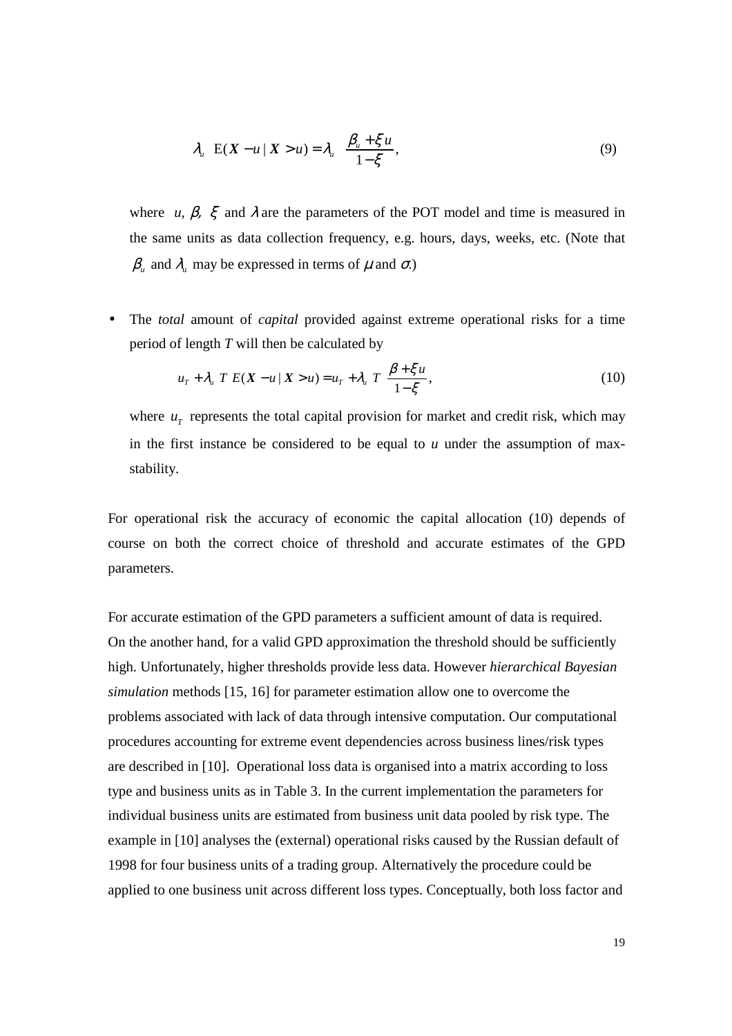$$\lambda_u \ \mathrm{E}(\boldsymbol{X} - u \mid \boldsymbol{X} > u) = \lambda_u \ \frac{\beta_u + \xi u}{1 - \xi}, \tag{9}$$

where $u$, $\beta$, $\xi$ and $\lambda$ are the parameters of the POT model and time is measured in the same units as data collection frequency, e.g. hours, days, weeks, etc. (Note that $\beta_u$ and $\lambda_u$ may be expressed in terms of $\mu$ and $\sigma$.)

- The *total* amount of *capital* provided against extreme operational risks for a time period of length $T$ will then be calculated by

$$u_T + \lambda_u \ T \ E(\boldsymbol{X} - u \mid \boldsymbol{X} > u) = u_T + \lambda_u \ T \ \frac{\beta + \xi u}{1 - \xi}, \tag{10}$$

where $u_T$ represents the total capital provision for market and credit risk, which may in the first instance be considered to be equal to $u$ under the assumption of max-stability.

For operational risk the accuracy of economic the capital allocation (10) depends of course on both the correct choice of threshold and accurate estimates of the GPD parameters.

For accurate estimation of the GPD parameters a sufficient amount of data is required. On the another hand, for a valid GPD approximation the threshold should be sufficiently high. Unfortunately, higher thresholds provide less data. However *hierarchical Bayesian simulation* methods [15, 16] for parameter estimation allow one to overcome the problems associated with lack of data through intensive computation. Our computational procedures accounting for extreme event dependencies across business lines/risk types are described in [10]. Operational loss data is organised into a matrix according to loss type and business units as in Table 3. In the current implementation the parameters for individual business units are estimated from business unit data pooled by risk type. The example in [10] analyses the (external) operational risks caused by the Russian default of 1998 for four business units of a trading group. Alternatively the procedure could be applied to one business units across different loss types. Conceptually, both loss factor and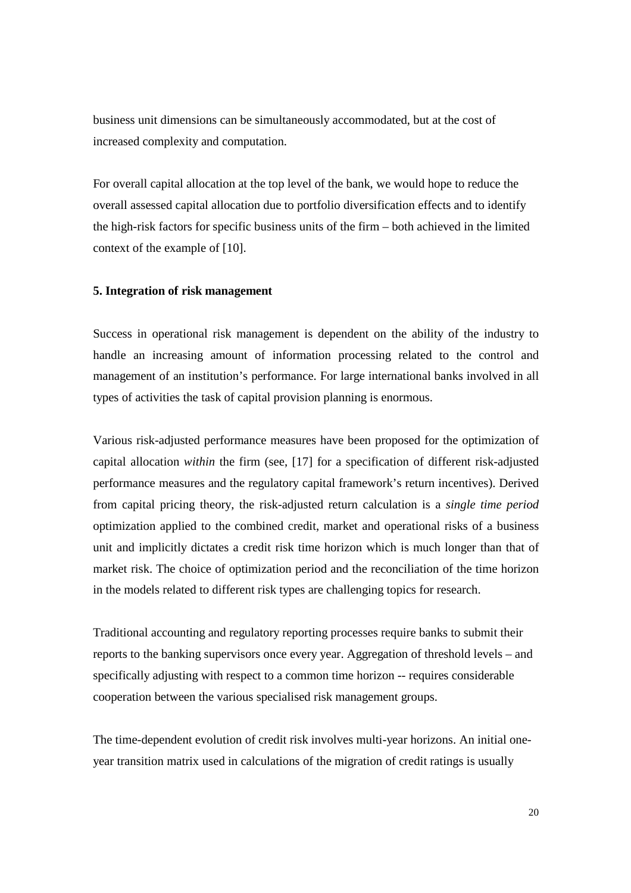business unit dimensions can be simultaneously accommodated, but at the cost of increased complexity and computation.

For overall capital allocation at the top level of the bank, we would hope to reduce the overall assessed capital allocation due to portfolio diversification effects and to identify the high-risk factors for specific business units of the firm – both achieved in the limited context of the example of [10].

**5. Integration of risk management**

Success in operational risk management is dependent on the ability of the industry to handle an increasing amount of information processing related to the control and management of an institution's performance. For large international banks involved in all types of activities the task of capital provision planning is enormous.

Various risk-adjusted performance measures have been proposed for the optimization of capital allocation *within* the firm (see, [17] for a specification of different risk-adjusted performance measures and the regulatory capital framework's return incentives). Derived from capital pricing theory, the risk-adjusted return calculation is a *single time period* optimization applied to the combined credit, market and operational risks of a business unit and implicitly dictates a credit risk time horizon which is much longer than that of market risk. The choice of optimization period and the reconciliation of the time horizon in the models related to different risk types are challenging topics for research.

Traditional accounting and regulatory reporting processes require banks to submit their reports to the banking supervisors once every year. Aggregation of threshold levels – and specifically adjusting with respect to a common time horizon -- requires considerable cooperation between the various specialised risk management groups.

The time-dependent evolution of credit risk involves multi-year horizons. An initial one-year transition matrix used in calculations of the migration of credit ratings is usually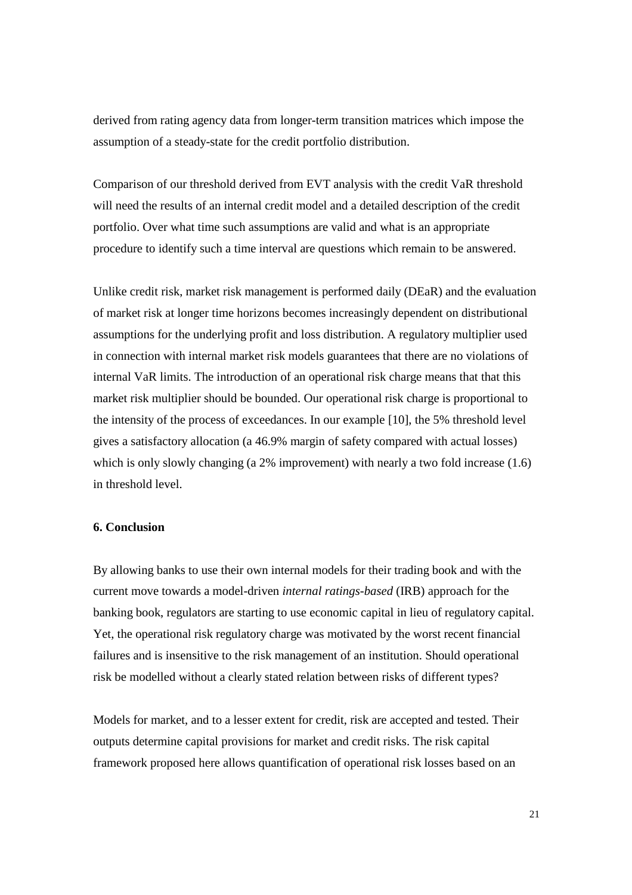derived from rating agency data from longer-term transition matrices which impose the assumption of a steady-state for the credit portfolio distribution.

Comparison of our threshold derived from EVT analysis with the credit VaR threshold will need the results of an internal credit model and a detailed description of the credit portfolio. Over what time such assumptions are valid and what is an appropriate procedure to identify such a time interval are questions which remain to be answered.

Unlike credit risk, market risk management is performed daily (DEaR) and the evaluation of market risk at longer time horizons becomes increasingly dependent on distributional assumptions for the underlying profit and loss distribution. A regulatory multiplier used in connection with internal market risk models guarantees that there are no violations of internal VaR limits. The introduction of an operational risk charge means that that this market risk multiplier should be bounded. Our operational risk charge is proportional to the intensity of the process of exceedances. In our example [10], the 5% threshold level gives a satisfactory allocation (a 46.9% margin of safety compared with actual losses) which is only slowly changing (a 2% improvement) with nearly a two fold increase (1.6) in threshold level.

## 6. Conclusion

By allowing banks to use their own internal models for their trading book and with the current move towards a model-driven *internal ratings-based* (IRB) approach for the banking book, regulators are starting to use economic capital in lieu of regulatory capital. Yet, the operational risk regulatory charge was motivated by the worst recent financial failures and is insensitive to the risk management of an institution. Should operational risk be modelled without a clearly stated relation between risks of different types?

Models for market, and to a lesser extent for credit, risk are accepted and tested. Their outputs determine capital provisions for market and credit risks. The risk capital framework proposed here allows quantification of operational risk losses based on an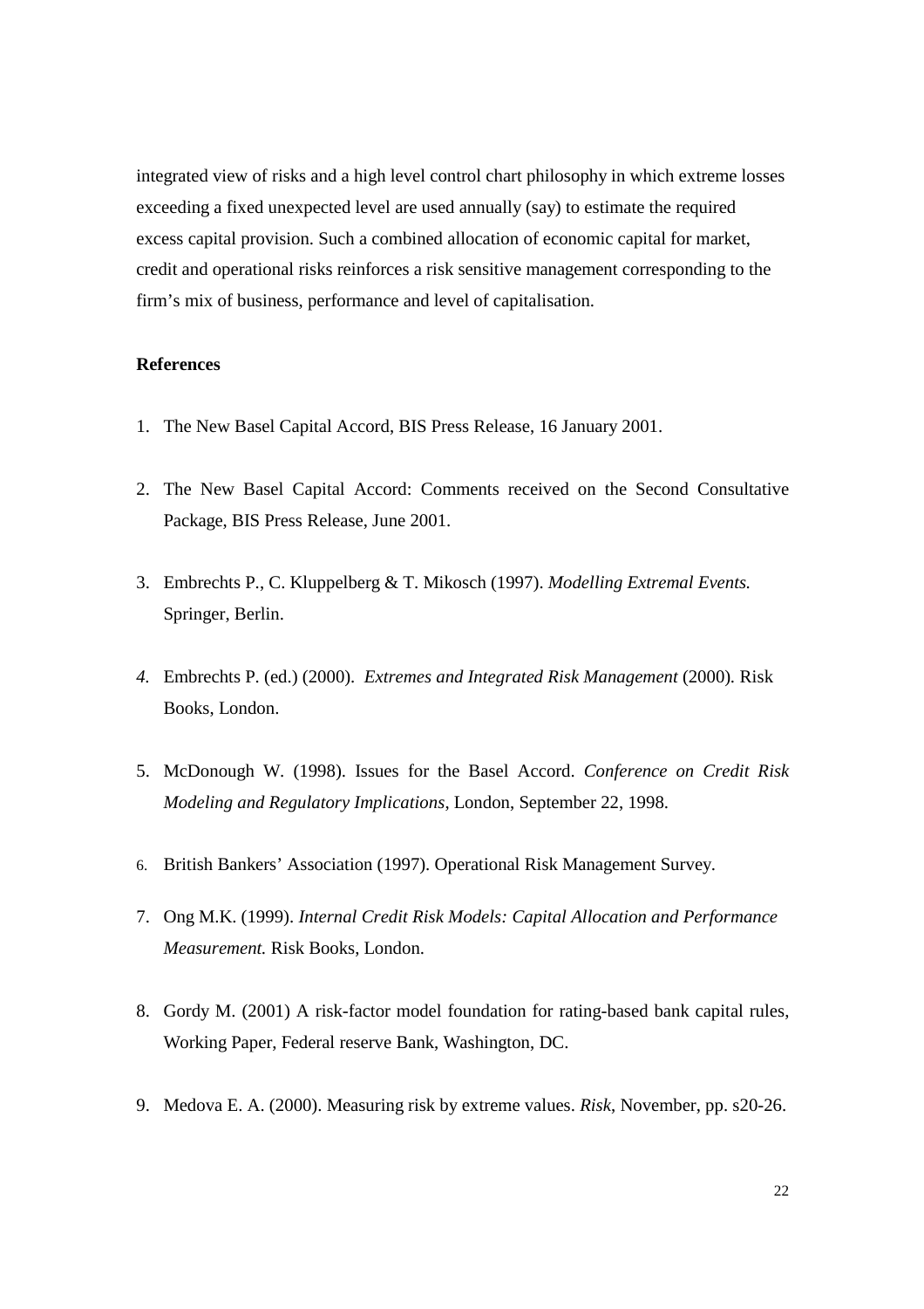integrated view of risks and a high level control chart philosophy in which extreme losses exceeding a fixed unexpected level are used annually (say) to estimate the required excess capital provision. Such a combined allocation of economic capital for market, credit and operational risks reinforces a risk sensitive management corresponding to the firm's mix of business, performance and level of capitalisation.

**References**

1. The New Basel Capital Accord, BIS Press Release, 16 January 2001.

2. The New Basel Capital Accord: Comments received on the Second Consultative Package, BIS Press Release, June 2001.

3. Embrechts P., C. Kluppelberg & T. Mikosch (1997). *Modelling Extremal Events.* Springer, Berlin.

4. Embrechts P. (ed.) (2000). *Extremes and Integrated Risk Management* (2000). Risk Books, London.

5. McDonough W. (1998). Issues for the Basel Accord. *Conference on Credit Risk Modeling and Regulatory Implications*, London, September 22, 1998.

6. British Bankers' Association (1997). Operational Risk Management Survey.

7. Ong M.K. (1999). *Internal Credit Risk Models: Capital Allocation and Performance Measurement.* Risk Books, London.

8. Gordy M. (2001) A risk-factor model foundation for rating-based bank capital rules, Working Paper, Federal reserve Bank, Washington, DC.

9. Medova E. A. (2000). Measuring risk by extreme values. *Risk*, November, pp. s20-26.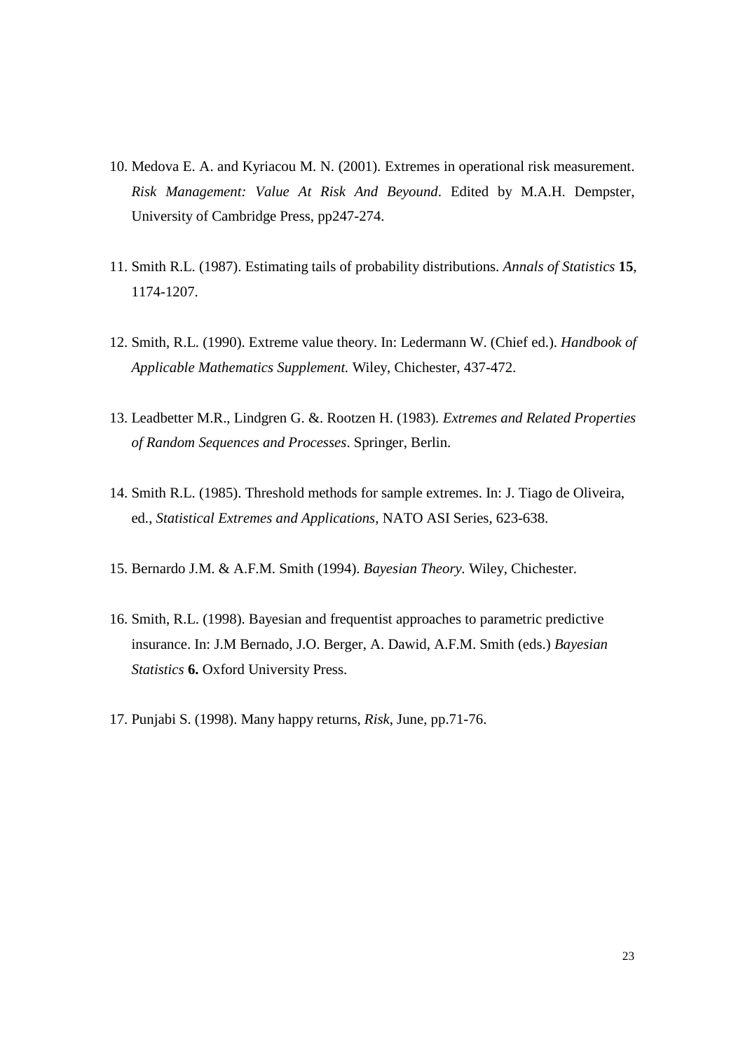10. Medova E. A. and Kyriacou M. N. (2001). Extremes in operational risk measurement. *Risk Management: Value At Risk And Beyound*. Edited by M.A.H. Dempster, University of Cambridge Press, pp247-274.

11. Smith R.L. (1987). Estimating tails of probability distributions. *Annals of Statistics* **15**, 1174-1207.

12. Smith, R.L. (1990). Extreme value theory. In: Ledermann W. (Chief ed.). *Handbook of Applicable Mathematics Supplement.* Wiley, Chichester, 437-472.

13. Leadbetter M.R., Lindgren G. &. Rootzen H. (1983). *Extremes and Related Properties of Random Sequences and Processes*. Springer, Berlin.

14. Smith R.L. (1985). Threshold methods for sample extremes. In: J. Tiago de Oliveira, ed., *Statistical Extremes and Applications*, NATO ASI Series, 623-638.

15. Bernardo J.M. & A.F.M. Smith (1994). *Bayesian Theory.* Wiley, Chichester.

16. Smith, R.L. (1998). Bayesian and frequentist approaches to parametric predictive insurance. In: J.M Bernado, J.O. Berger, A. Dawid, A.F.M. Smith (eds.) *Bayesian Statistics* **6.** Oxford University Press.

17. Punjabi S. (1998). Many happy returns, *Risk*, June, pp.71-76.